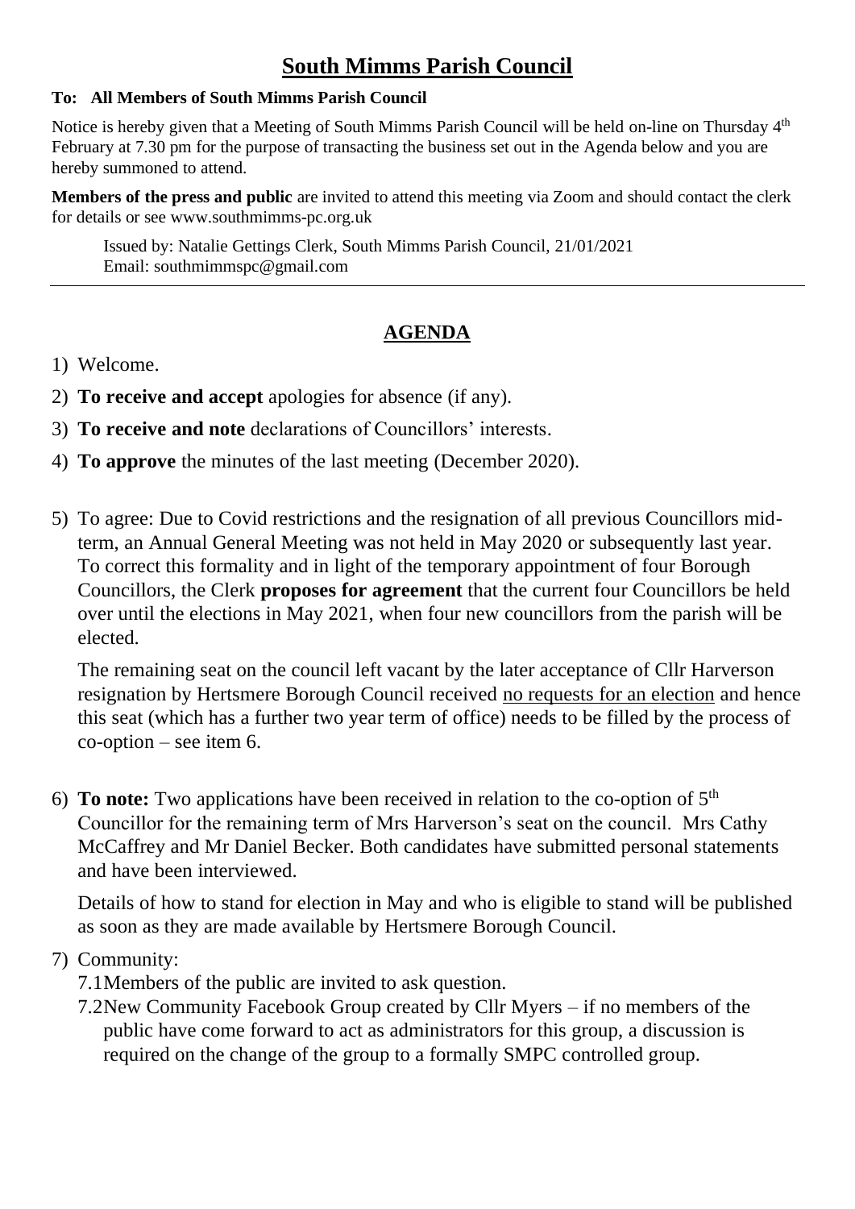# South Mimms Parish Council

**To: All Members of South Mimms Parish Council**

Notice is hereby given that a Meeting of South Mimms Parish Council will be held on-line on Thursday 4th February at 7.30 pm for the purpose of transacting the business set out in the Agenda below and you are hereby summoned to attend.

**Members of the press and public** are invited to attend this meeting via Zoom and should contact the clerk for details or see www.southmimms-pc.org.uk

Issued by: Natalie Gettings Clerk, South Mimms Parish Council, 21/01/2021
Email: southmimmspc@gmail.com

---

## AGENDA

1) Welcome.
2) **To receive and accept** apologies for absence (if any).
3) **To receive and note** declarations of Councillors' interests.
4) **To approve** the minutes of the last meeting (December 2020).
5) To agree: Due to Covid restrictions and the resignation of all previous Councillors mid-term, an Annual General Meeting was not held in May 2020 or subsequently last year. To correct this formality and in light of the temporary appointment of four Borough Councillors, the Clerk **proposes for agreement** that the current four Councillors be held over until the elections in May 2021, when four new councillors from the parish will be elected.

   The remaining seat on the council left vacant by the later acceptance of Cllr Harverson resignation by Hertsmere Borough Council received no requests for an election and hence this seat (which has a further two year term of office) needs to be filled by the process of co-option – see item 6.

6) **To note:** Two applications have been received in relation to the co-option of 5th Councillor for the remaining term of Mrs Harverson's seat on the council. Mrs Cathy McCaffrey and Mr Daniel Becker. Both candidates have submitted personal statements and have been interviewed.

   Details of how to stand for election in May and who is eligible to stand will be published as soon as they are made available by Hertsmere Borough Council.

7) Community:
   - 7.1 Members of the public are invited to ask question.
   - 7.2 New Community Facebook Group created by Cllr Myers – if no members of the public have come forward to act as administrators for this group, a discussion is required on the change of the group to a formally SMPC controlled group.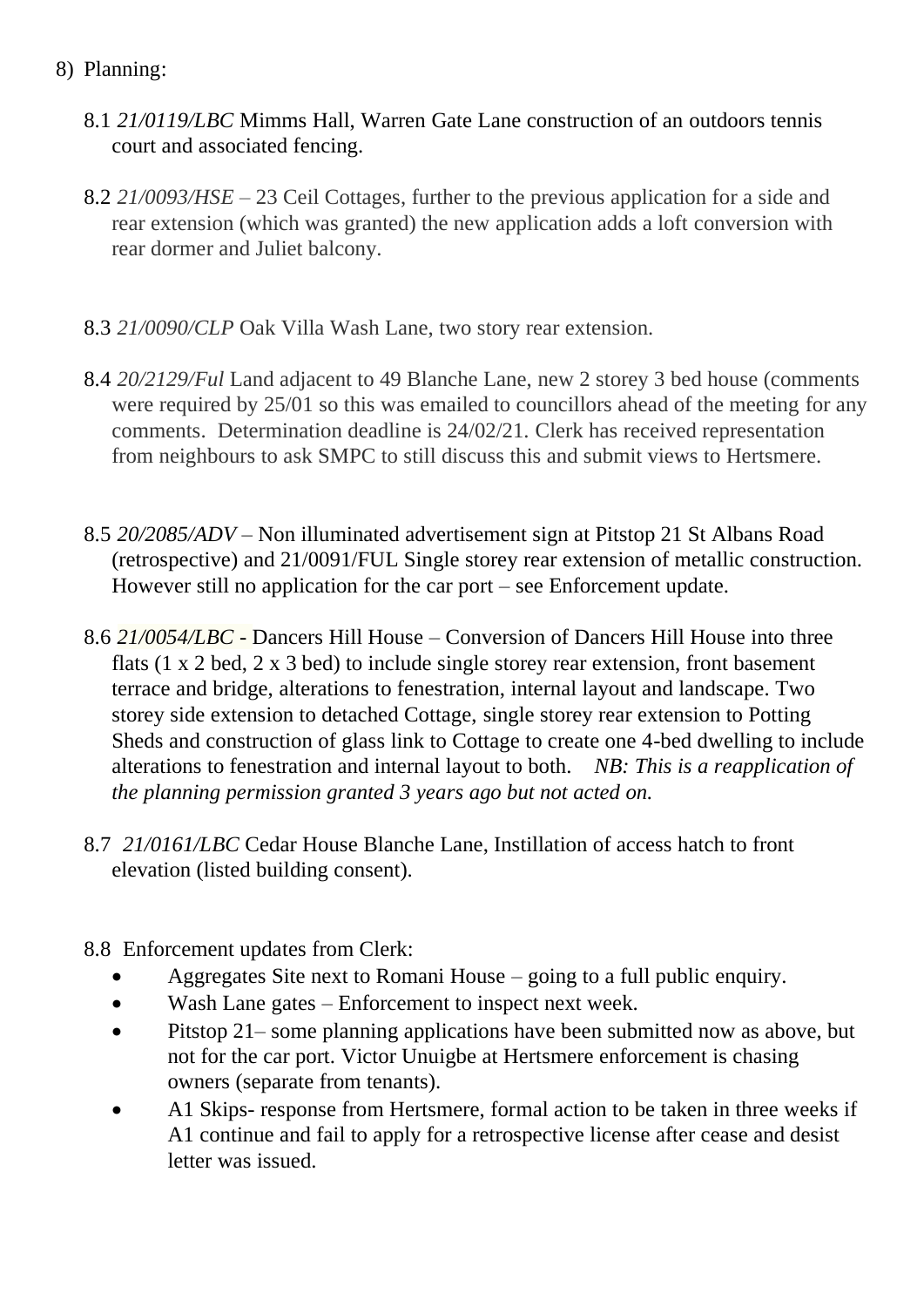8) Planning:

8.1 *21/0119/LBC* Mimms Hall, Warren Gate Lane construction of an outdoors tennis court and associated fencing.

8.2 *21/0093/HSE* – 23 Ceil Cottages, further to the previous application for a side and rear extension (which was granted) the new application adds a loft conversion with rear dormer and Juliet balcony.

8.3 *21/0090/CLP* Oak Villa Wash Lane, two story rear extension.

8.4 *20/2129/Ful* Land adjacent to 49 Blanche Lane, new 2 storey 3 bed house (comments were required by 25/01 so this was emailed to councillors ahead of the meeting for any comments. Determination deadline is 24/02/21. Clerk has received representation from neighbours to ask SMPC to still discuss this and submit views to Hertsmere.

8.5 *20/2085/ADV* – Non illuminated advertisement sign at Pitstop 21 St Albans Road (retrospective) and 21/0091/FUL Single storey rear extension of metallic construction. However still no application for the car port – see Enforcement update.

8.6 *21/0054/LBC* - Dancers Hill House – Conversion of Dancers Hill House into three flats (1 x 2 bed, 2 x 3 bed) to include single storey rear extension, front basement terrace and bridge, alterations to fenestration, internal layout and landscape. Two storey side extension to detached Cottage, single storey rear extension to Potting Sheds and construction of glass link to Cottage to create one 4-bed dwelling to include alterations to fenestration and internal layout to both. *NB: This is a reapplication of the planning permission granted 3 years ago but not acted on.*

8.7 *21/0161/LBC* Cedar House Blanche Lane, Instillation of access hatch to front elevation (listed building consent).

8.8 Enforcement updates from Clerk:

- Aggregates Site next to Romani House – going to a full public enquiry.
- Wash Lane gates – Enforcement to inspect next week.
- Pitstop 21– some planning applications have been submitted now as above, but not for the car port. Victor Unuigbe at Hertsmere enforcement is chasing owners (separate from tenants).
- A1 Skips- response from Hertsmere, formal action to be taken in three weeks if A1 continue and fail to apply for a retrospective license after cease and desist letter was issued.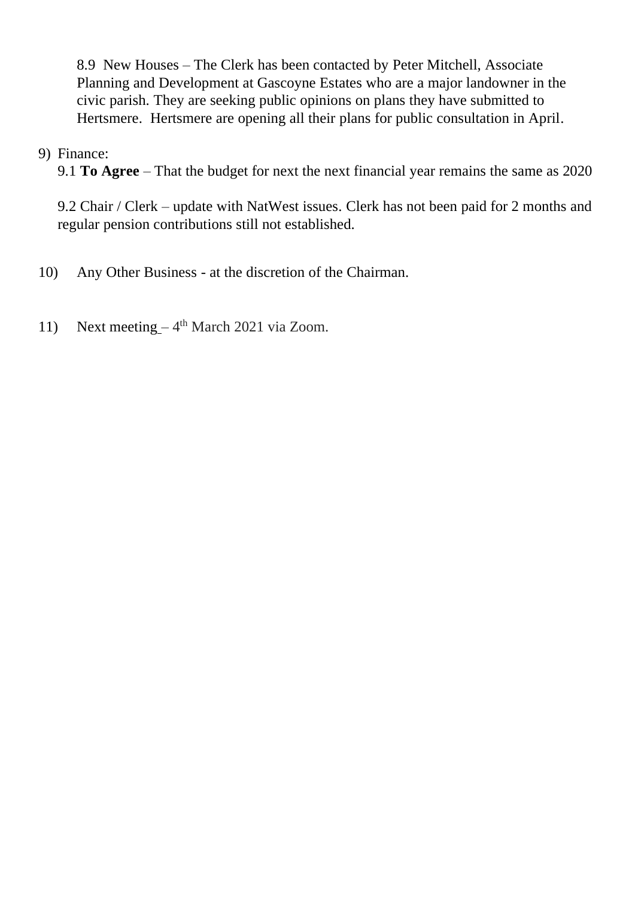8.9 New Houses – The Clerk has been contacted by Peter Mitchell, Associate Planning and Development at Gascoyne Estates who are a major landowner in the civic parish. They are seeking public opinions on plans they have submitted to Hertsmere. Hertsmere are opening all their plans for public consultation in April.

9) Finance:

9.1 **To Agree** – That the budget for next the next financial year remains the same as 2020

9.2 Chair / Clerk – update with NatWest issues. Clerk has not been paid for 2 months and regular pension contributions still not established.

10) Any Other Business - at the discretion of the Chairman.

11) Next meeting – 4th March 2021 via Zoom.